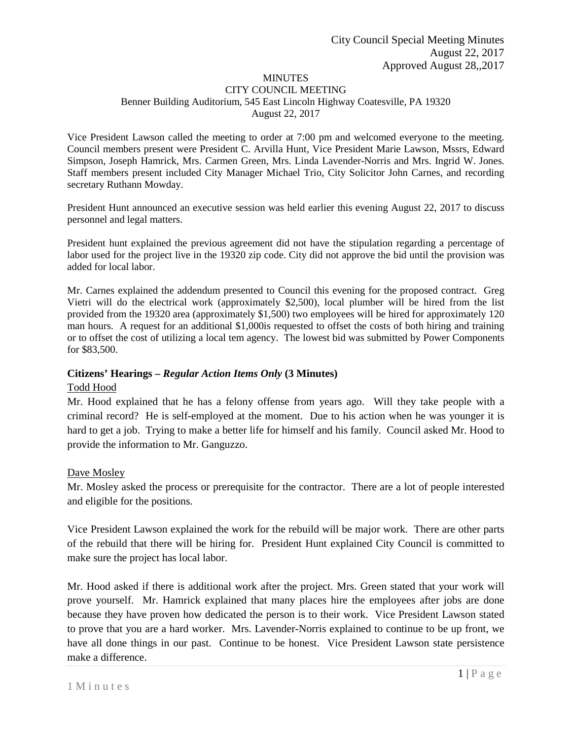City Council Special Meeting Minutes
August 22, 2017
Approved August 28,,2017

MINUTES
CITY COUNCIL MEETING
Benner Building Auditorium, 545 East Lincoln Highway Coatesville, PA 19320
August 22, 2017

Vice President Lawson called the meeting to order at 7:00 pm and welcomed everyone to the meeting. Council members present were President C. Arvilla Hunt, Vice President Marie Lawson, Mssrs, Edward Simpson, Joseph Hamrick, Mrs. Carmen Green, Mrs. Linda Lavender-Norris and Mrs. Ingrid W. Jones. Staff members present included City Manager Michael Trio, City Solicitor John Carnes, and recording secretary Ruthann Mowday.

President Hunt announced an executive session was held earlier this evening August 22, 2017 to discuss personnel and legal matters.

President hunt explained the previous agreement did not have the stipulation regarding a percentage of labor used for the project live in the 19320 zip code. City did not approve the bid until the provision was added for local labor.

Mr. Carnes explained the addendum presented to Council this evening for the proposed contract. Greg Vietri will do the electrical work (approximately $2,500), local plumber will be hired from the list provided from the 19320 area (approximately $1,500) two employees will be hired for approximately 120 man hours. A request for an additional $1,000is requested to offset the costs of both hiring and training or to offset the cost of utilizing a local tem agency. The lowest bid was submitted by Power Components for $83,500.

**Citizens' Hearings –** ***Regular Action Items Only*** **(3 Minutes)**

Todd Hood

Mr. Hood explained that he has a felony offense from years ago. Will they take people with a criminal record? He is self-employed at the moment. Due to his action when he was younger it is hard to get a job. Trying to make a better life for himself and his family. Council asked Mr. Hood to provide the information to Mr. Ganguzzo.

Dave Mosley

Mr. Mosley asked the process or prerequisite for the contractor. There are a lot of people interested and eligible for the positions.

Vice President Lawson explained the work for the rebuild will be major work. There are other parts of the rebuild that there will be hiring for. President Hunt explained City Council is committed to make sure the project has local labor.

Mr. Hood asked if there is additional work after the project. Mrs. Green stated that your work will prove yourself. Mr. Hamrick explained that many places hire the employees after jobs are done because they have proven how dedicated the person is to their work. Vice President Lawson stated to prove that you are a hard worker. Mrs. Lavender-Norris explained to continue to be up front, we have all done things in our past. Continue to be honest. Vice President Lawson state persistence make a difference.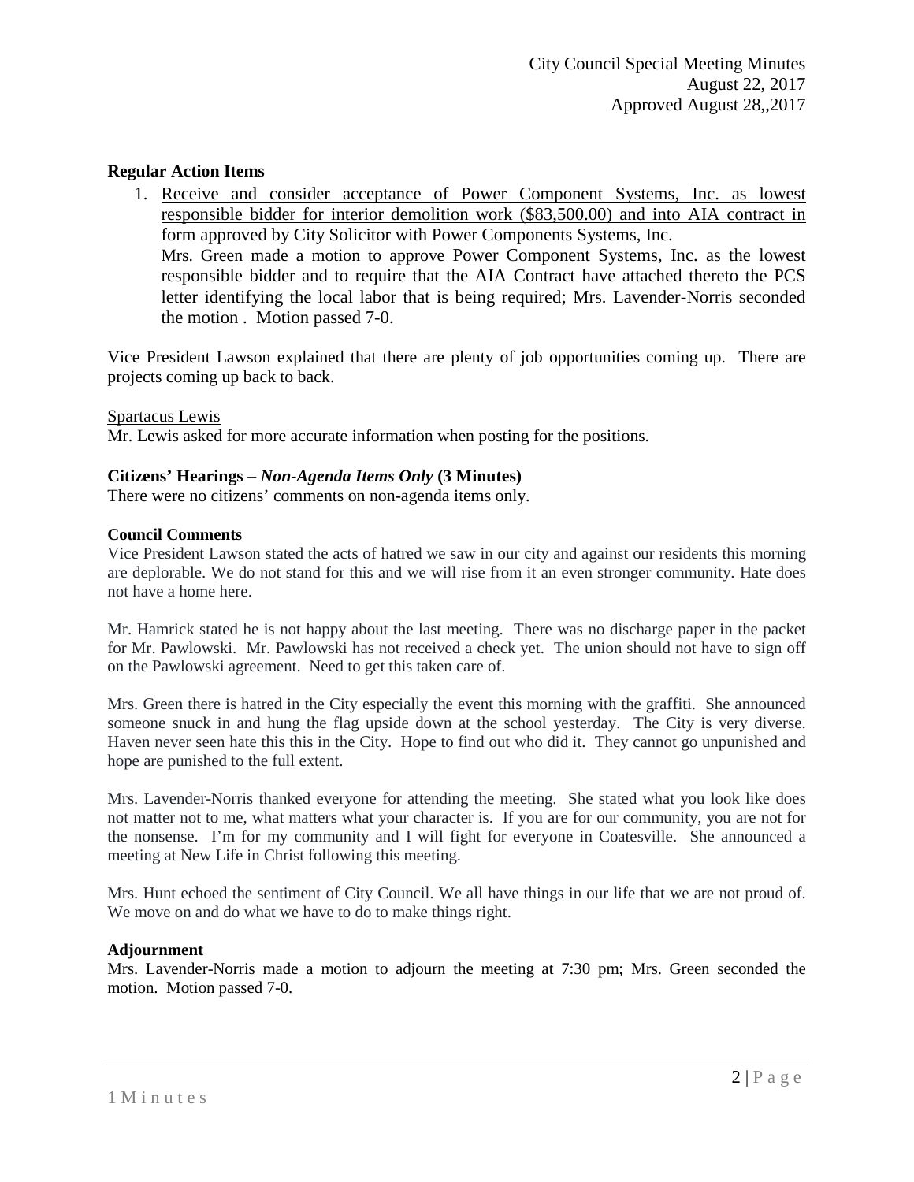**Regular Action Items**

1. Receive and consider acceptance of Power Component Systems, Inc. as lowest responsible bidder for interior demolition work ($83,500.00) and into AIA contract in form approved by City Solicitor with Power Components Systems, Inc.
   Mrs. Green made a motion to approve Power Component Systems, Inc. as the lowest responsible bidder and to require that the AIA Contract have attached thereto the PCS letter identifying the local labor that is being required; Mrs. Lavender-Norris seconded the motion . Motion passed 7-0.

Vice President Lawson explained that there are plenty of job opportunities coming up. There are projects coming up back to back.

Spartacus Lewis
Mr. Lewis asked for more accurate information when posting for the positions.

**Citizens' Hearings – *Non-Agenda Items Only* (3 Minutes)**
There were no citizens' comments on non-agenda items only.

**Council Comments**
Vice President Lawson stated the acts of hatred we saw in our city and against our residents this morning are deplorable. We do not stand for this and we will rise from it an even stronger community. Hate does not have a home here.

Mr. Hamrick stated he is not happy about the last meeting. There was no discharge paper in the packet for Mr. Pawlowski. Mr. Pawlowski has not received a check yet. The union should not have to sign off on the Pawlowski agreement. Need to get this taken care of.

Mrs. Green there is hatred in the City especially the event this morning with the graffiti. She announced someone snuck in and hung the flag upside down at the school yesterday. The City is very diverse. Haven never seen hate this this in the City. Hope to find out who did it. They cannot go unpunished and hope are punished to the full extent.

Mrs. Lavender-Norris thanked everyone for attending the meeting. She stated what you look like does not matter not to me, what matters what your character is. If you are for our community, you are not for the nonsense. I'm for my community and I will fight for everyone in Coatesville. She announced a meeting at New Life in Christ following this meeting.

Mrs. Hunt echoed the sentiment of City Council. We all have things in our life that we are not proud of. We move on and do what we have to do to make things right.

**Adjournment**
Mrs. Lavender-Norris made a motion to adjourn the meeting at 7:30 pm; Mrs. Green seconded the motion. Motion passed 7-0.